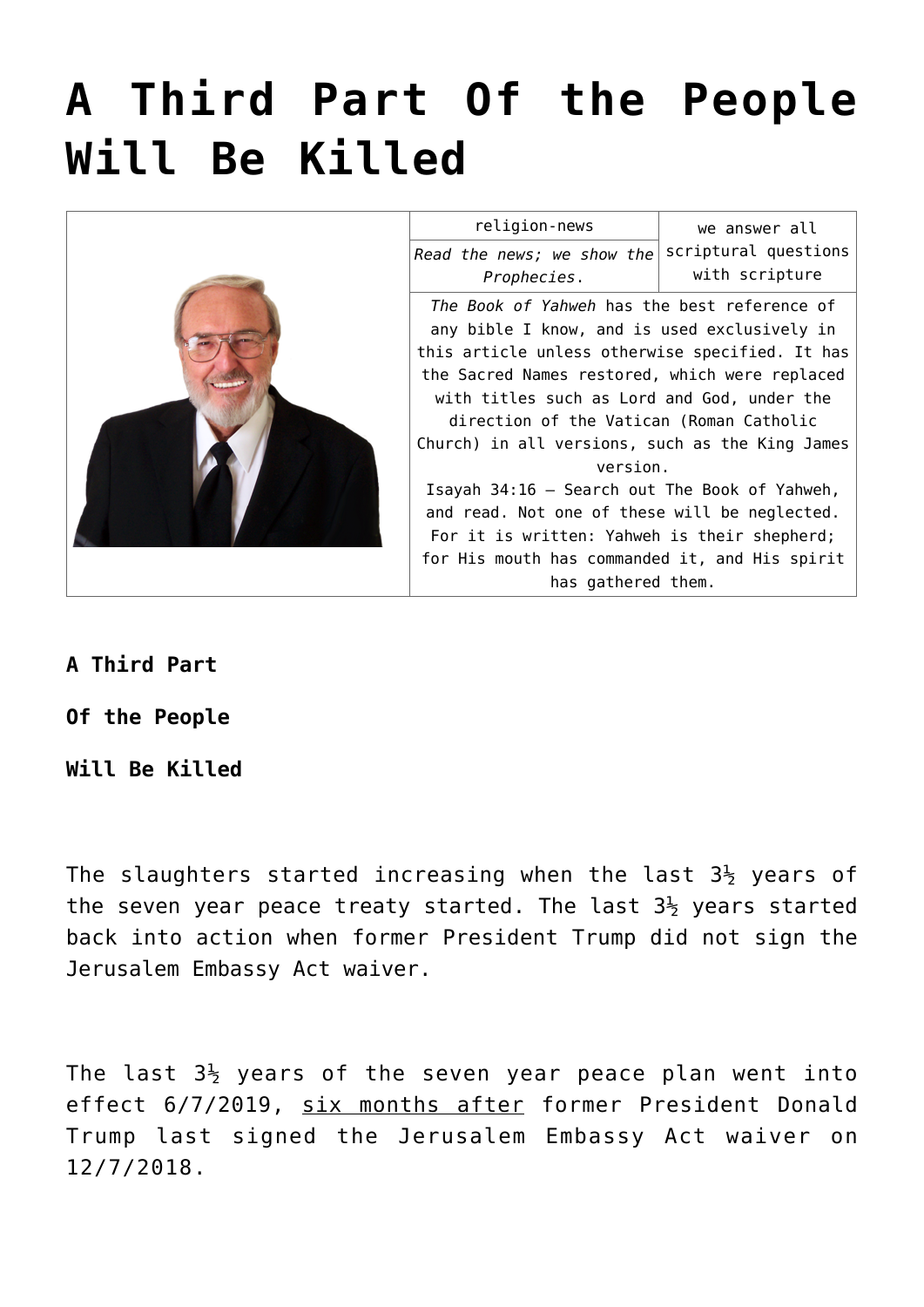# A Third Part Of the People Will Be Killed

| | religion-news | we answer all scriptural questions with scripture |
|---|---|---|
| | *Read the news; we show the Prophecies.* | |
| | *The Book of Yahweh* has the best reference of any bible I know, and is used exclusively in this article unless otherwise specified. It has the Sacred Names restored, which were replaced with titles such as Lord and God, under the direction of the Vatican (Roman Catholic Church) in all versions, such as the King James version.<br>Isayah 34:16 – Search out The Book of Yahweh, and read. Not one of these will be neglected. For it is written: Yahweh is their shepherd; for His mouth has commanded it, and His spirit has gathered them. | |

**A Third Part**

**Of the People**

**Will Be Killed**

The slaughters started increasing when the last 3½ years of the seven year peace treaty started. The last 3½ years started back into action when former President Trump did not sign the Jerusalem Embassy Act waiver.

The last 3½ years of the seven year peace plan went into effect 6/7/2019, six months after former President Donald Trump last signed the Jerusalem Embassy Act waiver on 12/7/2018.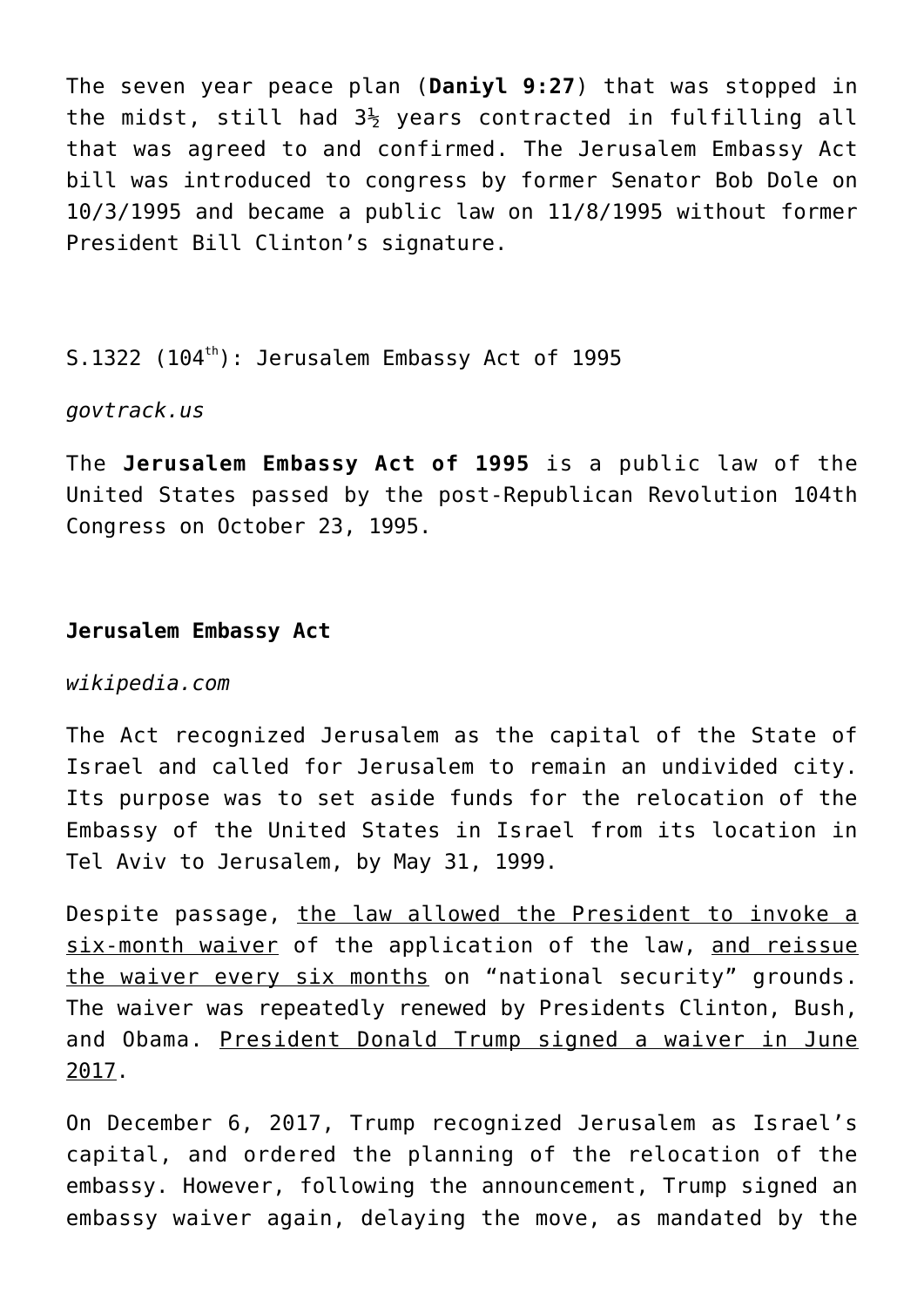The seven year peace plan (**Daniyl 9:27**) that was stopped in the midst, still had 3½ years contracted in fulfilling all that was agreed to and confirmed. The Jerusalem Embassy Act bill was introduced to congress by former Senator Bob Dole on 10/3/1995 and became a public law on 11/8/1995 without former President Bill Clinton's signature.

S.1322 (104th): Jerusalem Embassy Act of 1995

*govtrack.us*

The **Jerusalem Embassy Act of 1995** is a public law of the United States passed by the post-Republican Revolution 104th Congress on October 23, 1995.

**Jerusalem Embassy Act**

*wikipedia.com*

The Act recognized Jerusalem as the capital of the State of Israel and called for Jerusalem to remain an undivided city. Its purpose was to set aside funds for the relocation of the Embassy of the United States in Israel from its location in Tel Aviv to Jerusalem, by May 31, 1999.

Despite passage, <u>the law allowed the President to invoke a six-month waiver</u> of the application of the law, <u>and reissue the waiver every six months</u> on "national security" grounds. The waiver was repeatedly renewed by Presidents Clinton, Bush, and Obama. <u>President Donald Trump signed a waiver in June 2017</u>.

On December 6, 2017, Trump recognized Jerusalem as Israel's capital, and ordered the planning of the relocation of the embassy. However, following the announcement, Trump signed an embassy waiver again, delaying the move, as mandated by the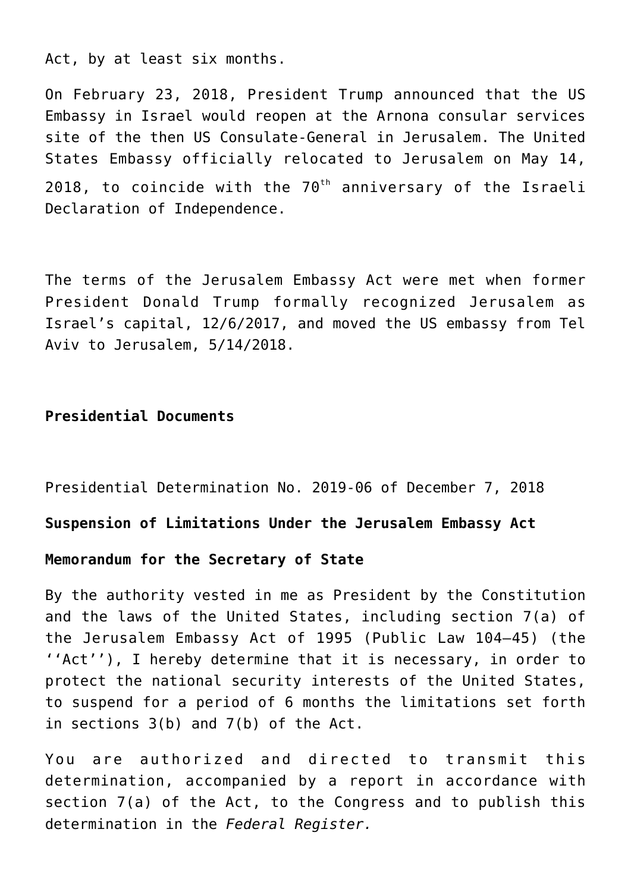Act, by at least six months.

On February 23, 2018, President Trump announced that the US Embassy in Israel would reopen at the Arnona consular services site of the then US Consulate-General in Jerusalem. The United States Embassy officially relocated to Jerusalem on May 14, 2018, to coincide with the 70th anniversary of the Israeli Declaration of Independence.

The terms of the Jerusalem Embassy Act were met when former President Donald Trump formally recognized Jerusalem as Israel's capital, 12/6/2017, and moved the US embassy from Tel Aviv to Jerusalem, 5/14/2018.

**Presidential Documents**

Presidential Determination No. 2019-06 of December 7, 2018

**Suspension of Limitations Under the Jerusalem Embassy Act**

**Memorandum for the Secretary of State**

By the authority vested in me as President by the Constitution and the laws of the United States, including section 7(a) of the Jerusalem Embassy Act of 1995 (Public Law 104–45) (the ''Act''), I hereby determine that it is necessary, in order to protect the national security interests of the United States, to suspend for a period of 6 months the limitations set forth in sections 3(b) and 7(b) of the Act.

You are authorized and directed to transmit this determination, accompanied by a report in accordance with section 7(a) of the Act, to the Congress and to publish this determination in the *Federal Register.*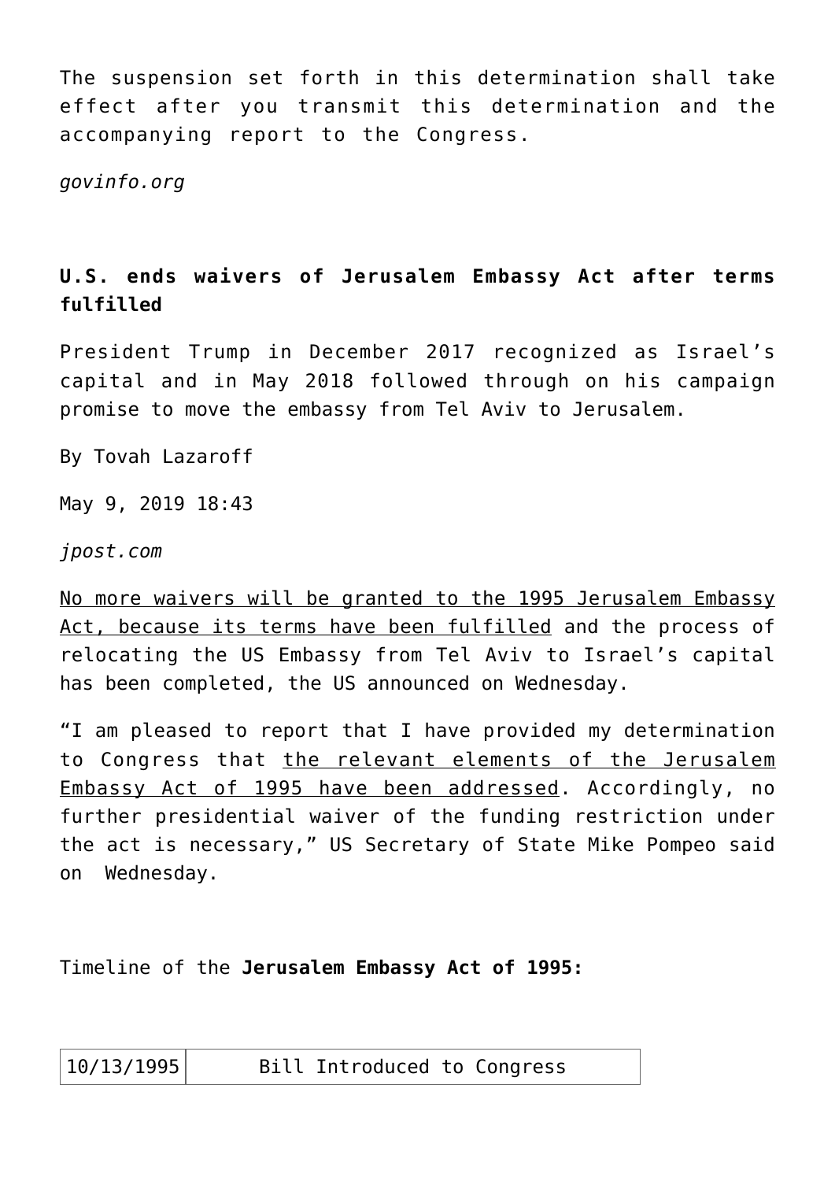The suspension set forth in this determination shall take effect after you transmit this determination and the accompanying report to the Congress.

*govinfo.org*

**U.S. ends waivers of Jerusalem Embassy Act after terms fulfilled**

President Trump in December 2017 recognized as Israel's capital and in May 2018 followed through on his campaign promise to move the embassy from Tel Aviv to Jerusalem.

By Tovah Lazaroff

May 9, 2019 18:43

*jpost.com*

<u>No more waivers will be granted to the 1995 Jerusalem Embassy Act, because its terms have been fulfilled</u> and the process of relocating the US Embassy from Tel Aviv to Israel's capital has been completed, the US announced on Wednesday.

"I am pleased to report that I have provided my determination to Congress that <u>the relevant elements of the Jerusalem Embassy Act of 1995 have been addressed</u>. Accordingly, no further presidential waiver of the funding restriction under the act is necessary," US Secretary of State Mike Pompeo said on Wednesday.

Timeline of the **Jerusalem Embassy Act of 1995:**

| 10/13/1995 | Bill Introduced to Congress |
|---|---|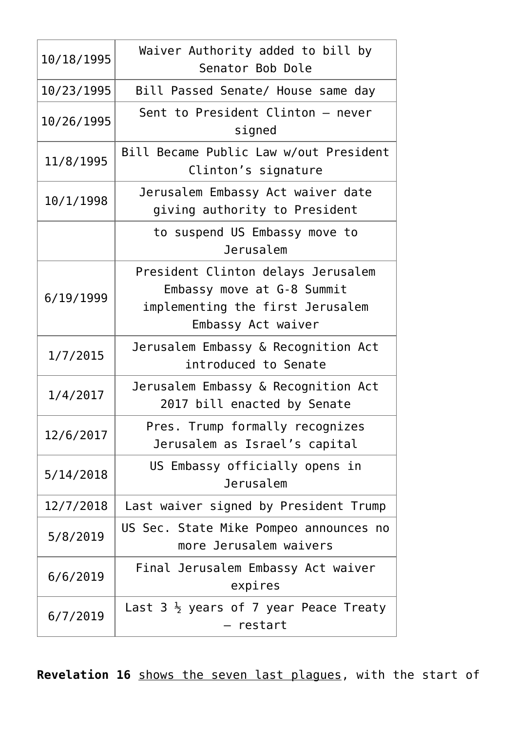| | |
|---|---|
| 10/18/1995 | Waiver Authority added to bill by Senator Bob Dole |
| 10/23/1995 | Bill Passed Senate/ House same day |
| 10/26/1995 | Sent to President Clinton – never signed |
| 11/8/1995 | Bill Became Public Law w/out President Clinton’s signature |
| 10/1/1998 | Jerusalem Embassy Act waiver date giving authority to President |
| | to suspend US Embassy move to Jerusalem |
| 6/19/1999 | President Clinton delays Jerusalem Embassy move at G-8 Summit implementing the first Jerusalem Embassy Act waiver |
| 1/7/2015 | Jerusalem Embassy & Recognition Act introduced to Senate |
| 1/4/2017 | Jerusalem Embassy & Recognition Act 2017 bill enacted by Senate |
| 12/6/2017 | Pres. Trump formally recognizes Jerusalem as Israel’s capital |
| 5/14/2018 | US Embassy officially opens in Jerusalem |
| 12/7/2018 | Last waiver signed by President Trump |
| 5/8/2019 | US Sec. State Mike Pompeo announces no more Jerusalem waivers |
| 6/6/2019 | Final Jerusalem Embassy Act waiver expires |
| 6/7/2019 | Last 3 ½ years of 7 year Peace Treaty – restart |

**Revelation 16** shows the seven last plagues, with the start of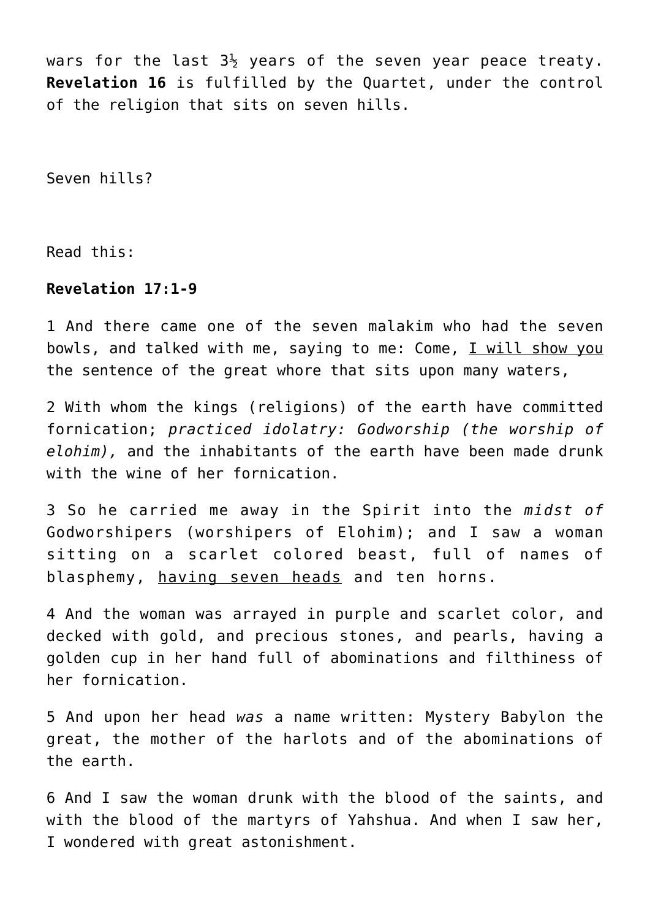wars for the last 3½ years of the seven year peace treaty. **Revelation 16** is fulfilled by the Quartet, under the control of the religion that sits on seven hills.

Seven hills?

Read this:

**Revelation 17:1-9**

1 And there came one of the seven malakim who had the seven bowls, and talked with me, saying to me: Come, I will show you the sentence of the great whore that sits upon many waters,

2 With whom the kings (religions) of the earth have committed fornication; *practiced idolatry: Godworship (the worship of elohim),* and the inhabitants of the earth have been made drunk with the wine of her fornication.

3 So he carried me away in the Spirit into the *midst of* Godworshipers (worshipers of Elohim); and I saw a woman sitting on a scarlet colored beast, full of names of blasphemy, having seven heads and ten horns.

4 And the woman was arrayed in purple and scarlet color, and decked with gold, and precious stones, and pearls, having a golden cup in her hand full of abominations and filthiness of her fornication.

5 And upon her head *was* a name written: Mystery Babylon the great, the mother of the harlots and of the abominations of the earth.

6 And I saw the woman drunk with the blood of the saints, and with the blood of the martyrs of Yahshua. And when I saw her, I wondered with great astonishment.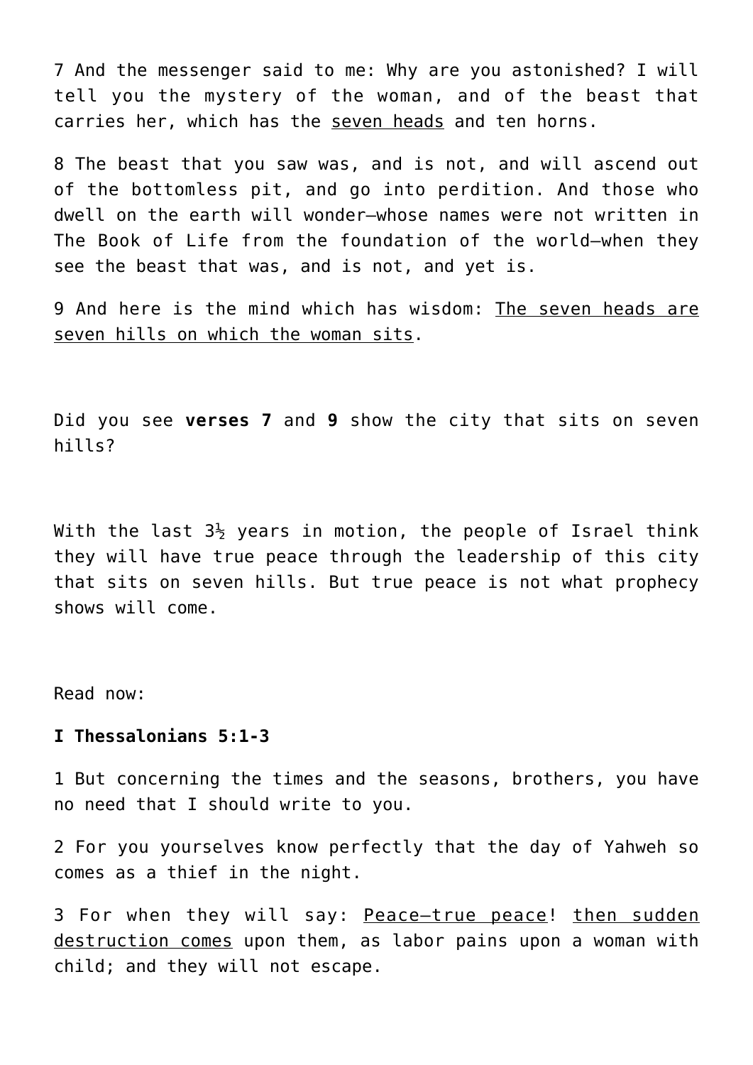7 And the messenger said to me: Why are you astonished? I will tell you the mystery of the woman, and of the beast that carries her, which has the <u>seven heads</u> and ten horns.

8 The beast that you saw was, and is not, and will ascend out of the bottomless pit, and go into perdition. And those who dwell on the earth will wonder—whose names were not written in The Book of Life from the foundation of the world—when they see the beast that was, and is not, and yet is.

9 And here is the mind which has wisdom: <u>The seven heads are seven hills on which the woman sits</u>.

Did you see **verses 7** and **9** show the city that sits on seven hills?

With the last 3½ years in motion, the people of Israel think they will have true peace through the leadership of this city that sits on seven hills. But true peace is not what prophecy shows will come.

Read now:

**I Thessalonians 5:1-3**

1 But concerning the times and the seasons, brothers, you have no need that I should write to you.

2 For you yourselves know perfectly that the day of Yahweh so comes as a thief in the night.

3 For when they will say: <u>Peace—true peace</u>! <u>then sudden destruction comes</u> upon them, as labor pains upon a woman with child; and they will not escape.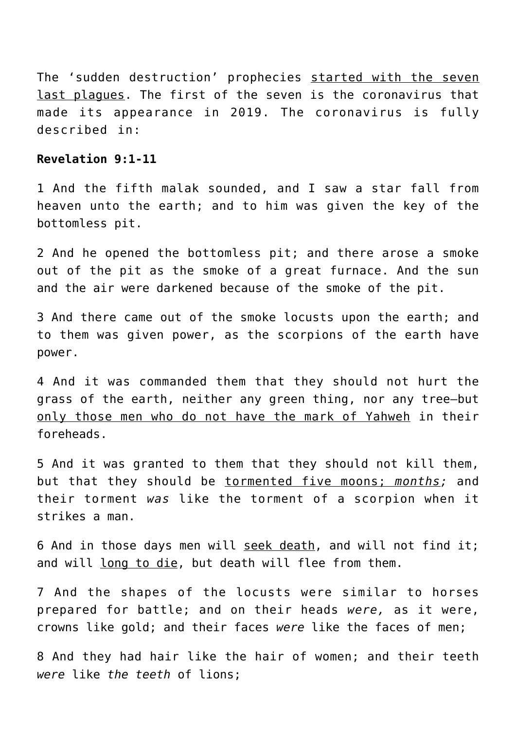The ‘sudden destruction’ prophecies <u>started with the seven last plagues</u>. The first of the seven is the coronavirus that made its appearance in 2019. The coronavirus is fully described in:

**Revelation 9:1-11**

1 And the fifth malak sounded, and I saw a star fall from heaven unto the earth; and to him was given the key of the bottomless pit.

2 And he opened the bottomless pit; and there arose a smoke out of the pit as the smoke of a great furnace. And the sun and the air were darkened because of the smoke of the pit.

3 And there came out of the smoke locusts upon the earth; and to them was given power, as the scorpions of the earth have power.

4 And it was commanded them that they should not hurt the grass of the earth, neither any green thing, nor any tree—but <u>only those men who do not have the mark of Yahweh</u> in their foreheads.

5 And it was granted to them that they should not kill them, but that they should be <u>tormented five moons; *months;*</u> and their torment *was* like the torment of a scorpion when it strikes a man.

6 And in those days men will <u>seek death</u>, and will not find it; and will <u>long to die</u>, but death will flee from them.

7 And the shapes of the locusts were similar to horses prepared for battle; and on their heads *were,* as it were, crowns like gold; and their faces *were* like the faces of men;

8 And they had hair like the hair of women; and their teeth *were* like *the teeth* of lions;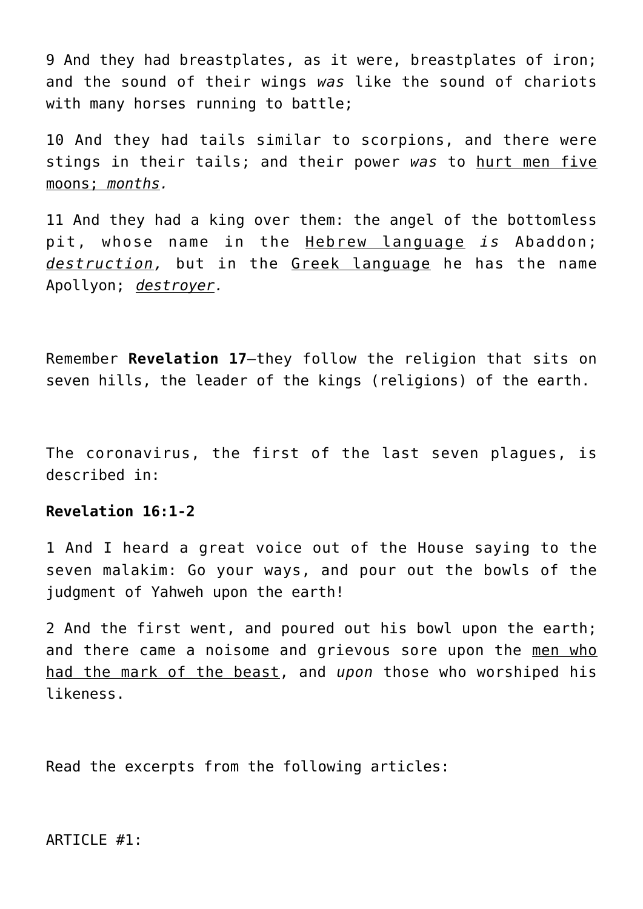9 And they had breastplates, as it were, breastplates of iron; and the sound of their wings *was* like the sound of chariots with many horses running to battle;

10 And they had tails similar to scorpions, and there were stings in their tails; and their power *was* to <u>hurt men five moons; *months*</u>.

11 And they had a king over them: the angel of the bottomless pit, whose name in the <u>Hebrew language</u> *is* Abaddon; <u>*destruction*</u>, but in the <u>Greek language</u> he has the name Apollyon; <u>*destroyer*</u>.

Remember **Revelation 17**—they follow the religion that sits on seven hills, the leader of the kings (religions) of the earth.

The coronavirus, the first of the last seven plagues, is described in:

**Revelation 16:1-2**

1 And I heard a great voice out of the House saying to the seven malakim: Go your ways, and pour out the bowls of the judgment of Yahweh upon the earth!

2 And the first went, and poured out his bowl upon the earth; and there came a noisome and grievous sore upon the <u>men who had the mark of the beast</u>, and *upon* those who worshiped his likeness.

Read the excerpts from the following articles:

ARTICLE #1: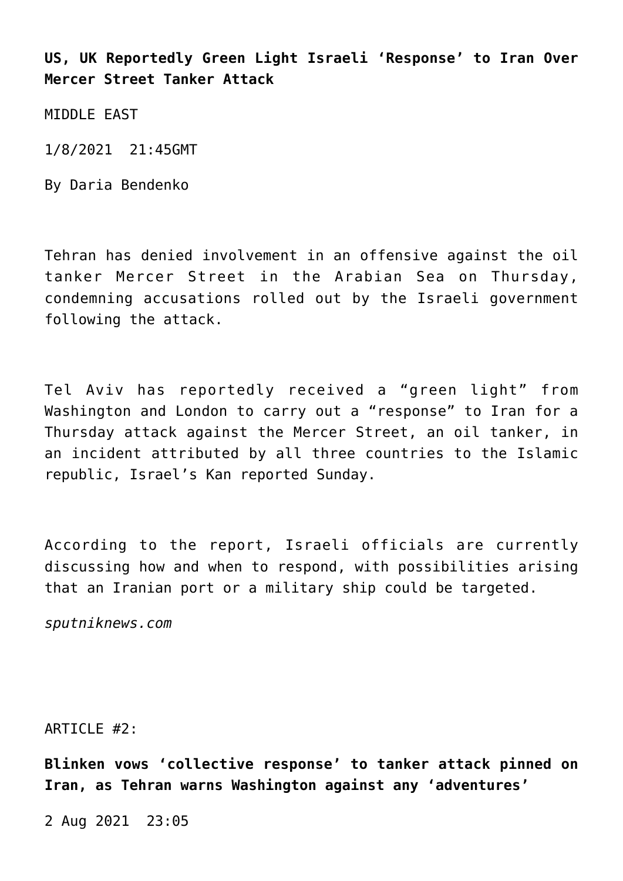**US, UK Reportedly Green Light Israeli ‘Response’ to Iran Over Mercer Street Tanker Attack**

MIDDLE EAST

1/8/2021 21:45GMT

By Daria Bendenko

Tehran has denied involvement in an offensive against the oil tanker Mercer Street in the Arabian Sea on Thursday, condemning accusations rolled out by the Israeli government following the attack.

Tel Aviv has reportedly received a “green light” from Washington and London to carry out a “response” to Iran for a Thursday attack against the Mercer Street, an oil tanker, in an incident attributed by all three countries to the Islamic republic, Israel’s Kan reported Sunday.

According to the report, Israeli officials are currently discussing how and when to respond, with possibilities arising that an Iranian port or a military ship could be targeted.

*sputniknews.com*

ARTICLE #2:

**Blinken vows ‘collective response’ to tanker attack pinned on Iran, as Tehran warns Washington against any ‘adventures’**

2 Aug 2021 23:05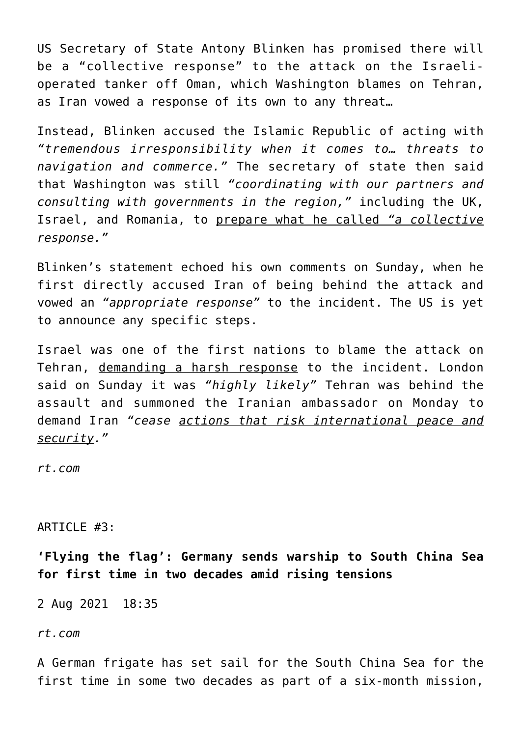US Secretary of State Antony Blinken has promised there will be a "collective response" to the attack on the Israeli-operated tanker off Oman, which Washington blames on Tehran, as Iran vowed a response of its own to any threat…

Instead, Blinken accused the Islamic Republic of acting with "*tremendous irresponsibility when it comes to… threats to navigation and commerce.*" The secretary of state then said that Washington was still "*coordinating with our partners and consulting with governments in the region,*" including the UK, Israel, and Romania, to prepare what he called "*a collective response.*"

Blinken's statement echoed his own comments on Sunday, when he first directly accused Iran of being behind the attack and vowed an "*appropriate response*" to the incident. The US is yet to announce any specific steps.

Israel was one of the first nations to blame the attack on Tehran, demanding a harsh response to the incident. London said on Sunday it was "*highly likely*" Tehran was behind the assault and summoned the Iranian ambassador on Monday to demand Iran "*cease actions that risk international peace and security.*"

*rt.com*

ARTICLE #3:

**'Flying the flag': Germany sends warship to South China Sea for first time in two decades amid rising tensions**

2 Aug 2021 18:35

*rt.com*

A German frigate has set sail for the South China Sea for the first time in some two decades as part of a six-month mission,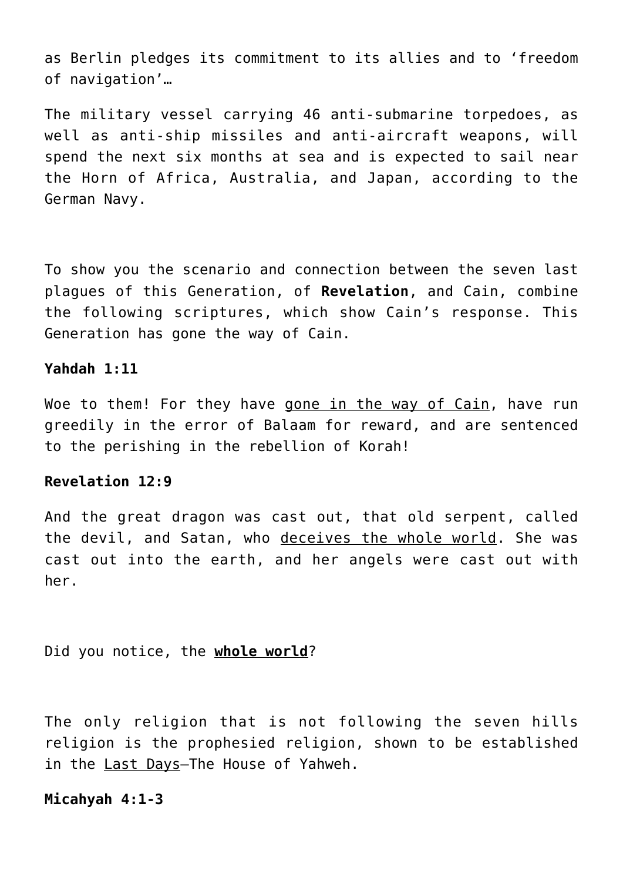as Berlin pledges its commitment to its allies and to 'freedom of navigation'…

The military vessel carrying 46 anti-submarine torpedoes, as well as anti-ship missiles and anti-aircraft weapons, will spend the next six months at sea and is expected to sail near the Horn of Africa, Australia, and Japan, according to the German Navy.

To show you the scenario and connection between the seven last plagues of this Generation, of **Revelation**, and Cain, combine the following scriptures, which show Cain's response. This Generation has gone the way of Cain.

**Yahdah 1:11**

Woe to them! For they have <u>gone in the way of Cain</u>, have run greedily in the error of Balaam for reward, and are sentenced to the perishing in the rebellion of Korah!

**Revelation 12:9**

And the great dragon was cast out, that old serpent, called the devil, and Satan, who <u>deceives the whole world</u>. She was cast out into the earth, and her angels were cast out with her.

Did you notice, the <u>**whole world**</u>?

The only religion that is not following the seven hills religion is the prophesied religion, shown to be established in the <u>Last Days</u>—The House of Yahweh.

**Micahyah 4:1-3**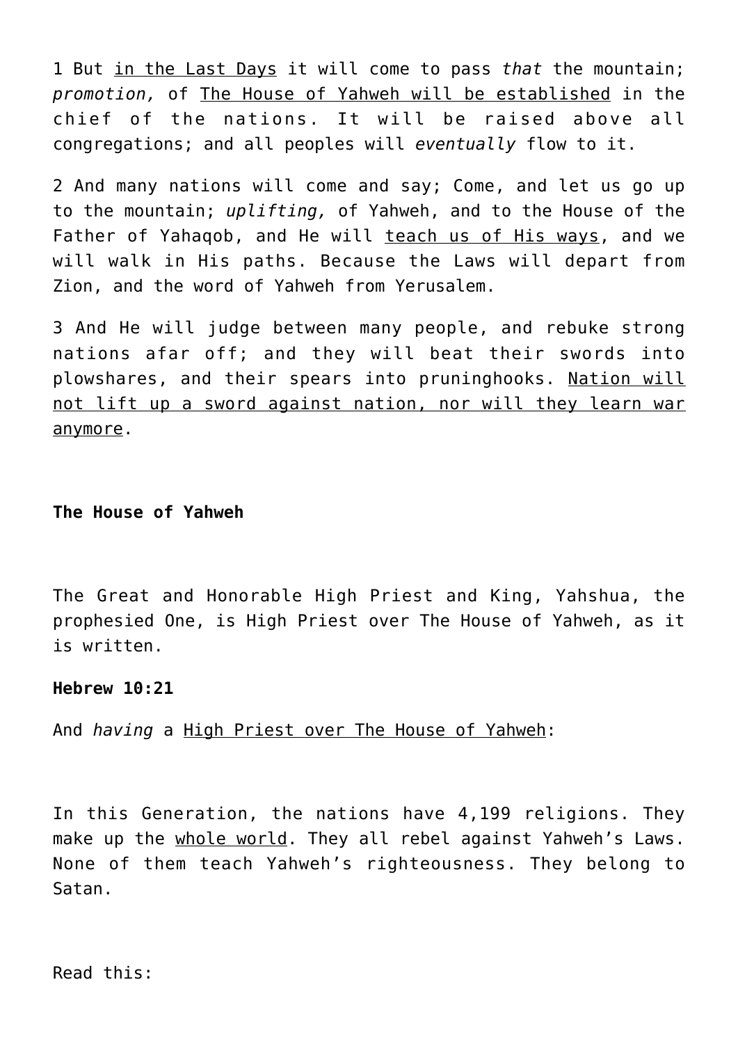1 But <u>in the Last Days</u> it will come to pass *that* the mountain; *promotion,* of <u>The House of Yahweh will be established</u> in the chief of the nations. It will be raised above all congregations; and all peoples will *eventually* flow to it.

2 And many nations will come and say; Come, and let us go up to the mountain; *uplifting,* of Yahweh, and to the House of the Father of Yahaqob, and He will <u>teach us of His ways</u>, and we will walk in His paths. Because the Laws will depart from Zion, and the word of Yahweh from Yerusalem.

3 And He will judge between many people, and rebuke strong nations afar off; and they will beat their swords into plowshares, and their spears into pruninghooks. <u>Nation will not lift up a sword against nation, nor will they learn war anymore</u>.

**The House of Yahweh**

The Great and Honorable High Priest and King, Yahshua, the prophesied One, is High Priest over The House of Yahweh, as it is written.

**Hebrew 10:21**

And *having* a <u>High Priest over The House of Yahweh</u>:

In this Generation, the nations have 4,199 religions. They make up the <u>whole world</u>. They all rebel against Yahweh's Laws. None of them teach Yahweh's righteousness. They belong to Satan.

Read this: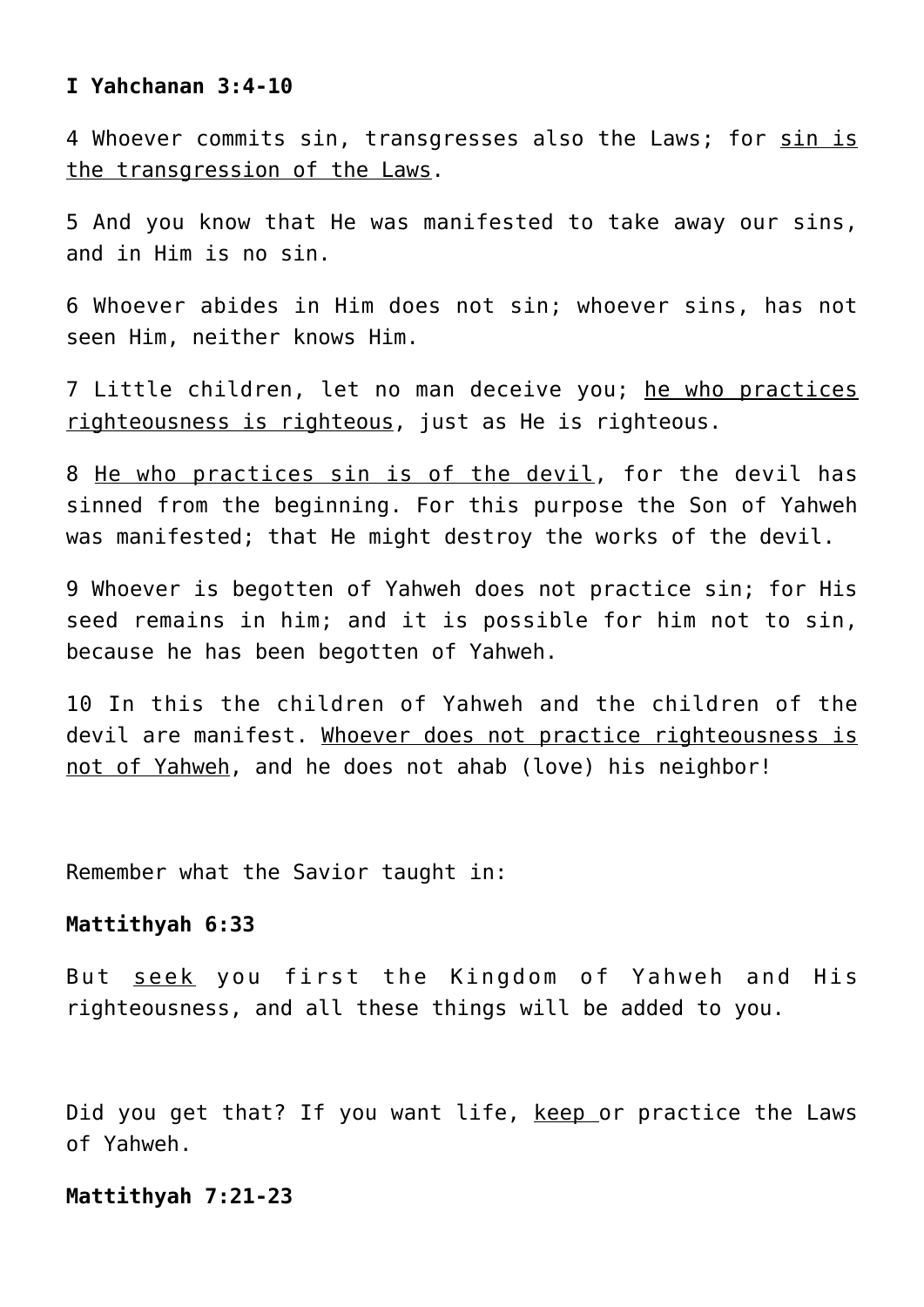**I Yahchanan 3:4-10**

4 Whoever commits sin, transgresses also the Laws; for sin is the transgression of the Laws.

5 And you know that He was manifested to take away our sins, and in Him is no sin.

6 Whoever abides in Him does not sin; whoever sins, has not seen Him, neither knows Him.

7 Little children, let no man deceive you; he who practices righteousness is righteous, just as He is righteous.

8 He who practices sin is of the devil, for the devil has sinned from the beginning. For this purpose the Son of Yahweh was manifested; that He might destroy the works of the devil.

9 Whoever is begotten of Yahweh does not practice sin; for His seed remains in him; and it is possible for him not to sin, because he has been begotten of Yahweh.

10 In this the children of Yahweh and the children of the devil are manifest. Whoever does not practice righteousness is not of Yahweh, and he does not ahab (love) his neighbor!

Remember what the Savior taught in:

**Mattithyah 6:33**

But seek you first the Kingdom of Yahweh and His righteousness, and all these things will be added to you.

Did you get that? If you want life, keep or practice the Laws of Yahweh.

**Mattithyah 7:21-23**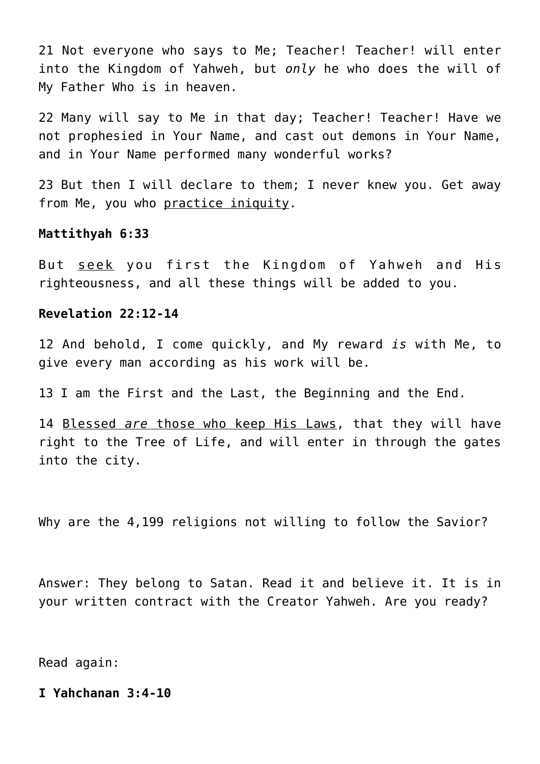21 Not everyone who says to Me; Teacher! Teacher! will enter into the Kingdom of Yahweh, but *only* he who does the will of My Father Who is in heaven.

22 Many will say to Me in that day; Teacher! Teacher! Have we not prophesied in Your Name, and cast out demons in Your Name, and in Your Name performed many wonderful works?

23 But then I will declare to them; I never knew you. Get away from Me, you who <u>practice iniquity</u>.

**Mattithyah 6:33**

But <u>seek</u> you first the Kingdom of Yahweh and His righteousness, and all these things will be added to you.

**Revelation 22:12-14**

12 And behold, I come quickly, and My reward *is* with Me, to give every man according as his work will be.

13 I am the First and the Last, the Beginning and the End.

14 <u>Blessed *are* those who keep His Laws</u>, that they will have right to the Tree of Life, and will enter in through the gates into the city.

Why are the 4,199 religions not willing to follow the Savior?

Answer: They belong to Satan. Read it and believe it. It is in your written contract with the Creator Yahweh. Are you ready?

Read again:

**I Yahchanan 3:4-10**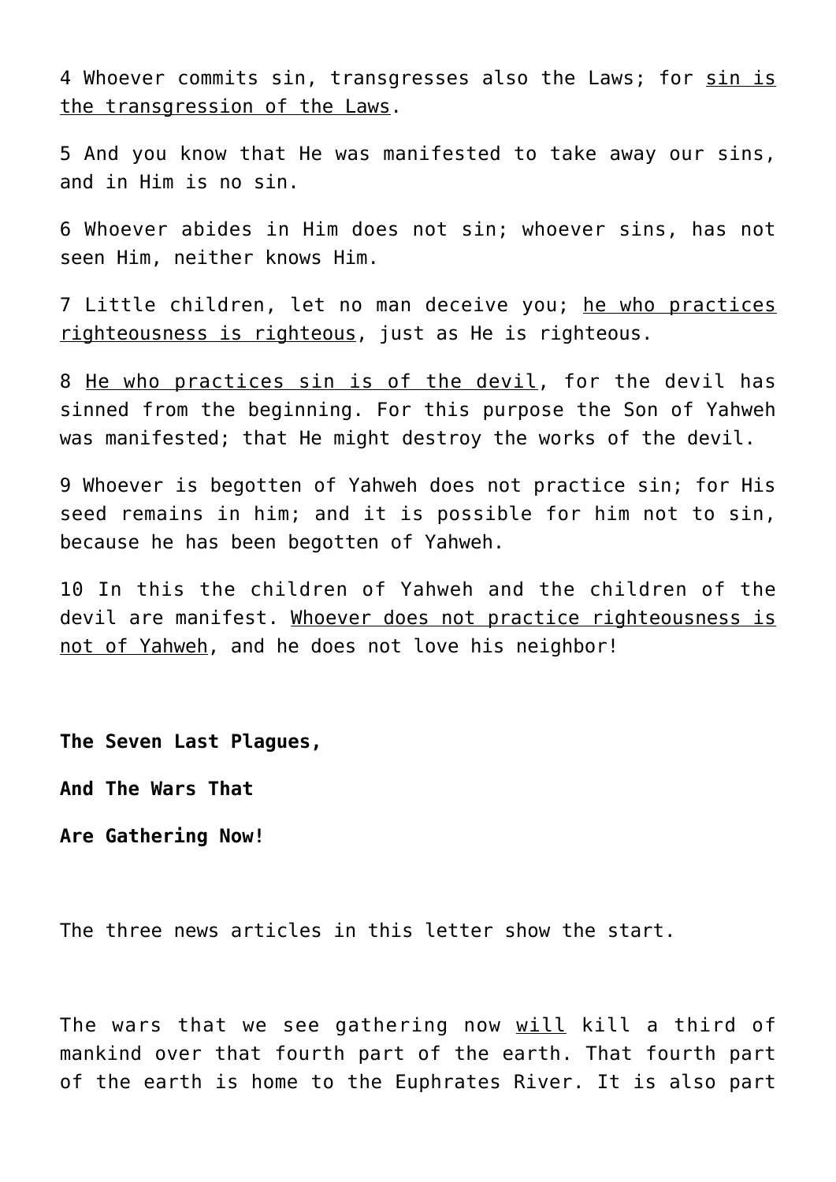4 Whoever commits sin, transgresses also the Laws; for <u>sin is the transgression of the Laws</u>.

5 And you know that He was manifested to take away our sins, and in Him is no sin.

6 Whoever abides in Him does not sin; whoever sins, has not seen Him, neither knows Him.

7 Little children, let no man deceive you; <u>he who practices righteousness is righteous</u>, just as He is righteous.

8 <u>He who practices sin is of the devil</u>, for the devil has sinned from the beginning. For this purpose the Son of Yahweh was manifested; that He might destroy the works of the devil.

9 Whoever is begotten of Yahweh does not practice sin; for His seed remains in him; and it is possible for him not to sin, because he has been begotten of Yahweh.

10 In this the children of Yahweh and the children of the devil are manifest. <u>Whoever does not practice righteousness is not of Yahweh</u>, and he does not love his neighbor!

**The Seven Last Plagues,**

**And The Wars That**

**Are Gathering Now!**

The three news articles in this letter show the start.

The wars that we see gathering now <u>will</u> kill a third of mankind over that fourth part of the earth. That fourth part of the earth is home to the Euphrates River. It is also part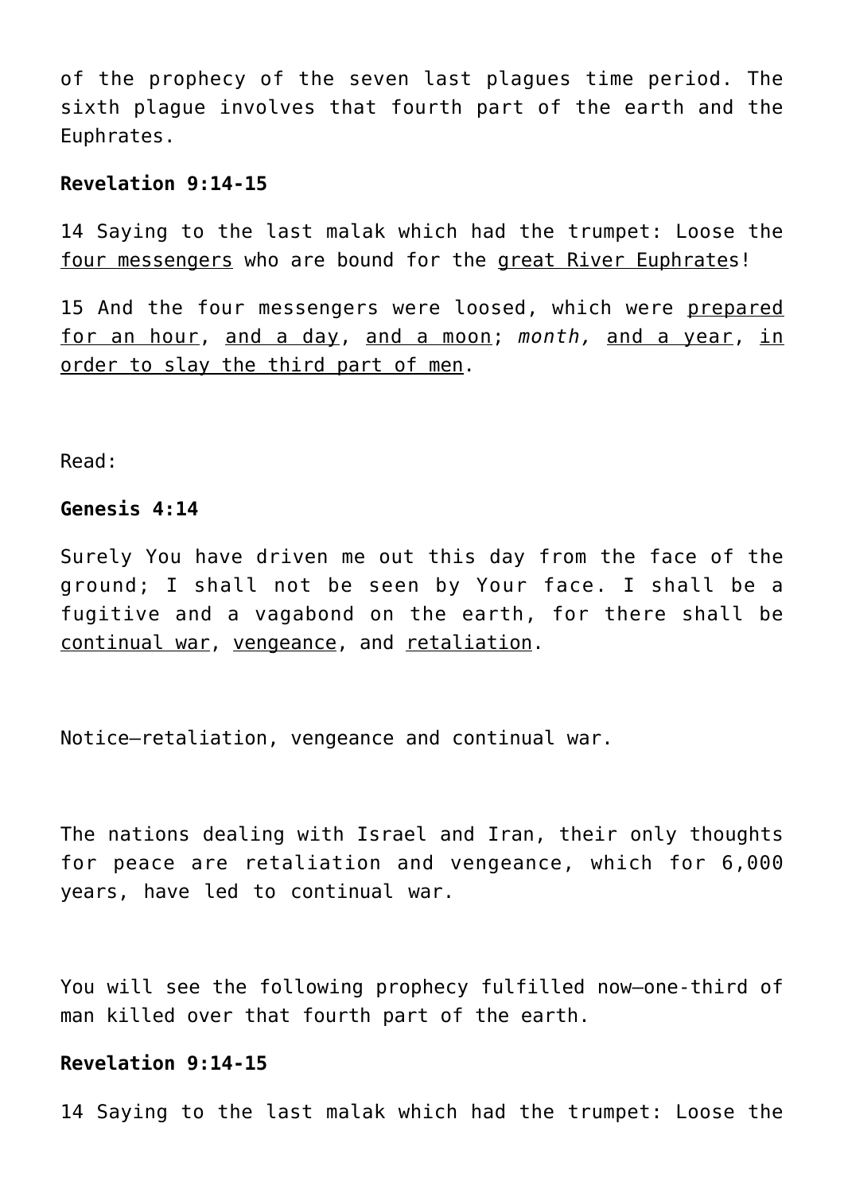of the prophecy of the seven last plagues time period. The sixth plague involves that fourth part of the earth and the Euphrates.

**Revelation 9:14-15**

14 Saying to the last malak which had the trumpet: Loose the four messengers who are bound for the great River Euphrates!

15 And the four messengers were loosed, which were prepared for an hour, and a day, and a moon; *month,* and a year, in order to slay the third part of men.

Read:

**Genesis 4:14**

Surely You have driven me out this day from the face of the ground; I shall not be seen by Your face. I shall be a fugitive and a vagabond on the earth, for there shall be continual war, vengeance, and retaliation.

Notice—retaliation, vengeance and continual war.

The nations dealing with Israel and Iran, their only thoughts for peace are retaliation and vengeance, which for 6,000 years, have led to continual war.

You will see the following prophecy fulfilled now—one-third of man killed over that fourth part of the earth.

**Revelation 9:14-15**

14 Saying to the last malak which had the trumpet: Loose the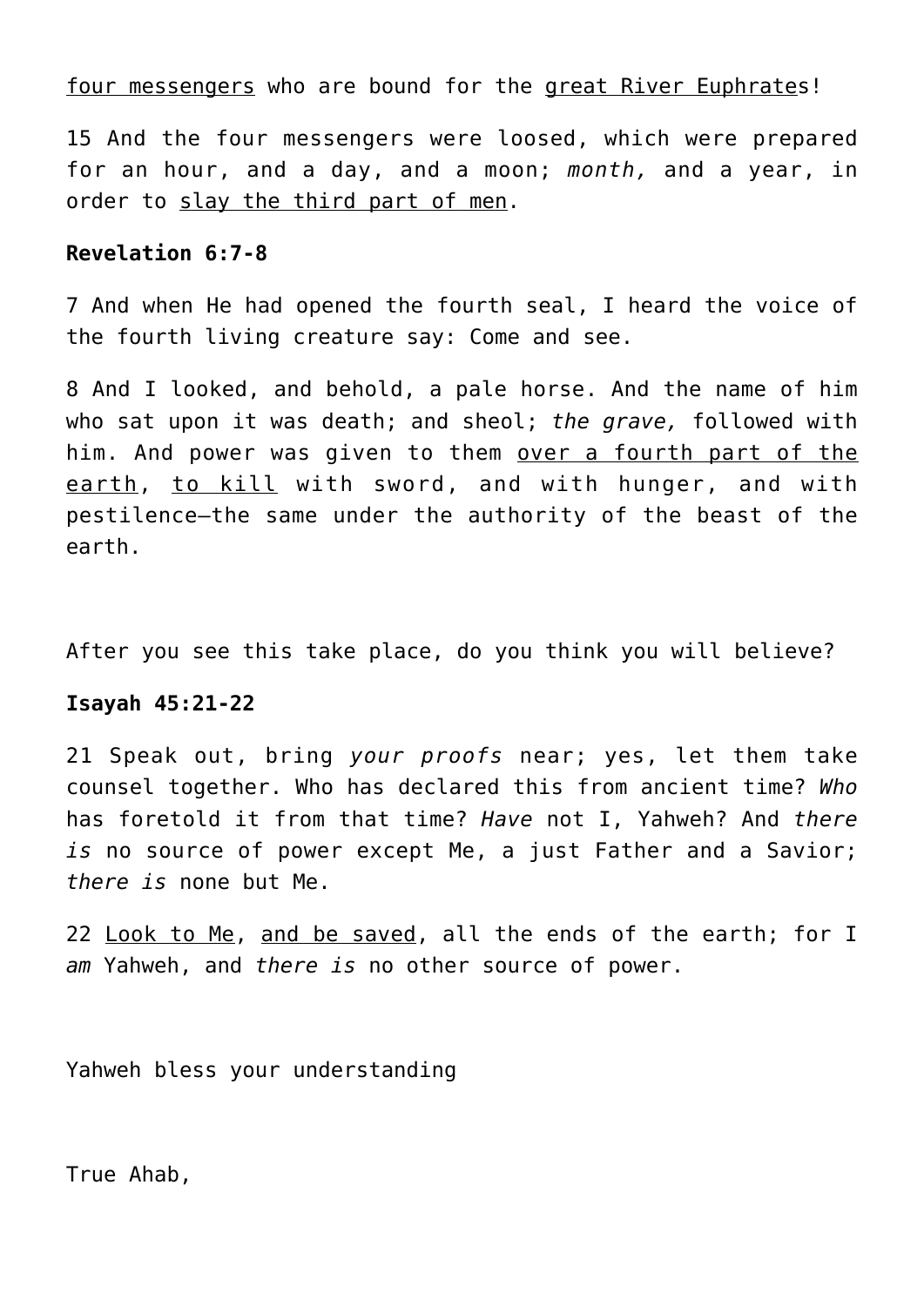four messengers who are bound for the great River Euphrates!

15 And the four messengers were loosed, which were prepared for an hour, and a day, and a moon; *month,* and a year, in order to slay the third part of men.

**Revelation 6:7-8**

7 And when He had opened the fourth seal, I heard the voice of the fourth living creature say: Come and see.

8 And I looked, and behold, a pale horse. And the name of him who sat upon it was death; and sheol; *the grave,* followed with him. And power was given to them over a fourth part of the earth, to kill with sword, and with hunger, and with pestilence—the same under the authority of the beast of the earth.

After you see this take place, do you think you will believe?

**Isayah 45:21-22**

21 Speak out, bring *your proofs* near; yes, let them take counsel together. Who has declared this from ancient time? *Who* has foretold it from that time? *Have* not I, Yahweh? And *there is* no source of power except Me, a just Father and a Savior; *there is* none but Me.

22 Look to Me, and be saved, all the ends of the earth; for I *am* Yahweh, and *there is* no other source of power.

Yahweh bless your understanding

True Ahab,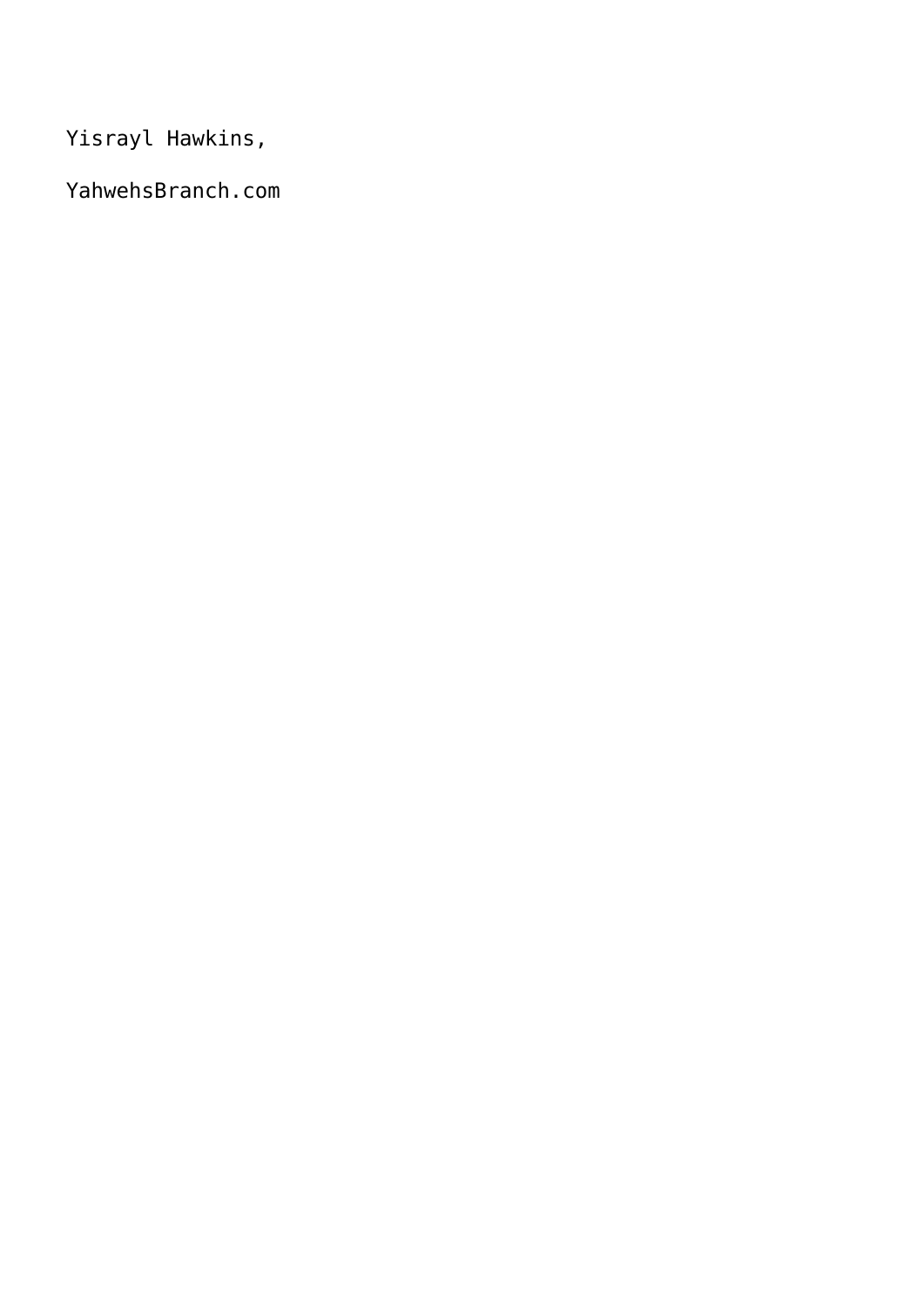Yisrayl Hawkins,

YahwehsBranch.com